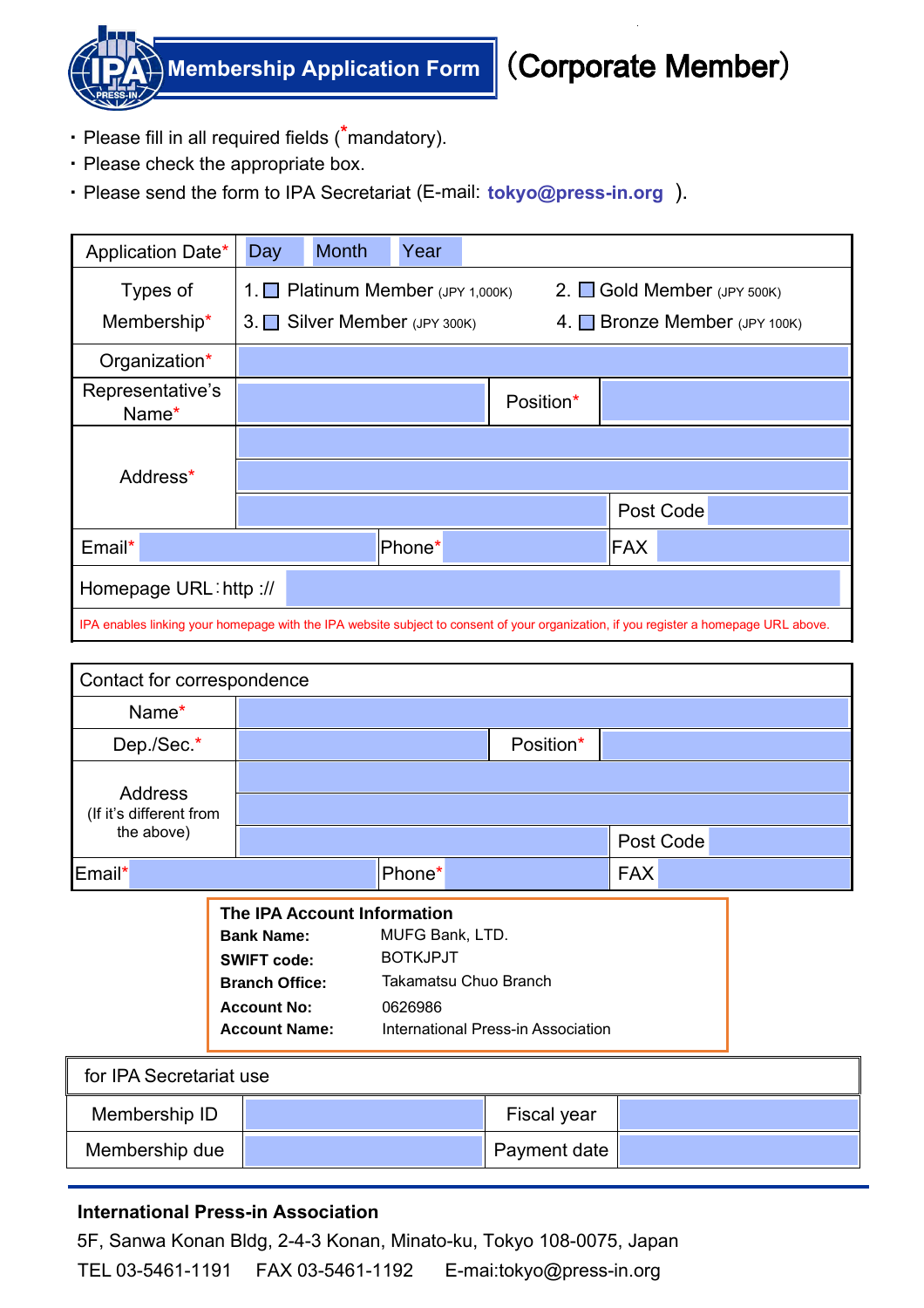# Membership Application Form （Corporate Member）

- Please fill in all required fields (*mandatory).
- Please check the appropriate box.
- Please send the form to IPA Secretariat (E-mail: **tokyo@press-in.org** ).

| | | | |
|---|---|---|---|
| Application Date* | Day | Month | Year |
| Types of Membership* | 1. ☐ Platinum Member (JPY 1,000K) 2. ☐ Gold Member (JPY 500K) 3. ☐ Silver Member (JPY 300K) 4. ☐ Bronze Member (JPY 100K) | | |
| Organization* | | | |
| Representative's Name* | | Position* | |
| Address* | | | |
| | | | |
| | | Post Code | |
| Email* | Phone* | FAX | |
| Homepage URL：http :// | | | |

IPA enables linking your homepage with the IPA website subject to consent of your organization, if you register a homepage URL above.

| Contact for correspondence | | | |
|---|---|---|---|
| Name* | | | |
| Dep./Sec.* | | Position* | |
| Address (If it's different from the above) | | | |
| | | | |
| | | Post Code | |
| Email* | Phone* | FAX | |

**The IPA Account Information**

**Bank Name:** MUFG Bank, LTD.
**SWIFT code:** BOTKJPJT
**Branch Office:** Takamatsu Chuo Branch
**Account No:** 0626986
**Account Name:** International Press-in Association

| for IPA Secretariat use | | | |
|---|---|---|---|
| Membership ID | | Fiscal year | |
| Membership due | | Payment date | |

**International Press-in Association**
5F, Sanwa Konan Bldg, 2-4-3 Konan, Minato-ku, Tokyo 108-0075, Japan
TEL 03-5461-1191 FAX 03-5461-1192 E-mai:tokyo@press-in.org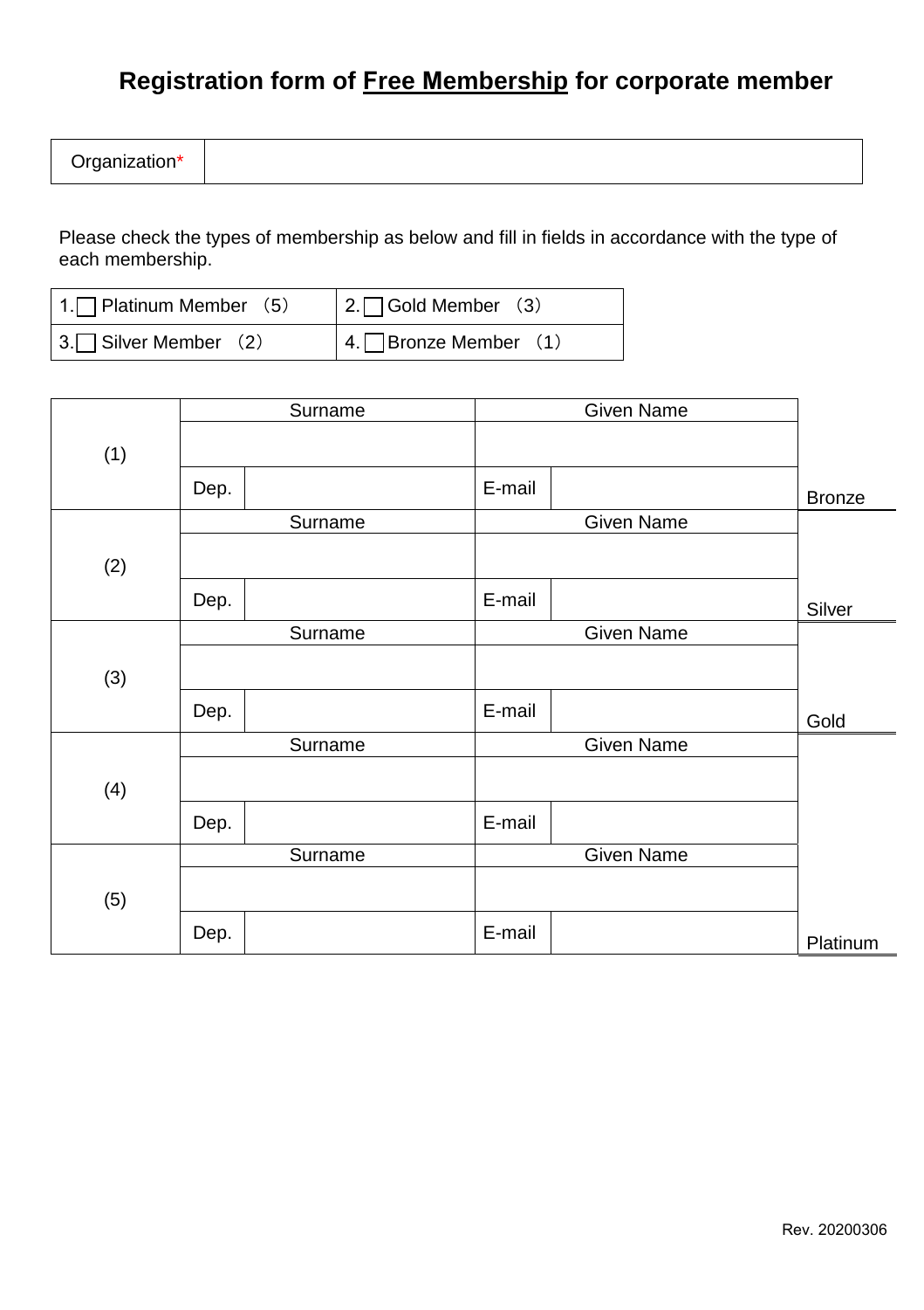# Registration form of Free Membership for corporate member

| Organization* | |
|---|---|

Please check the types of membership as below and fill in fields in accordance with the type of each membership.

| | |
|---|---|
| 1. ☐ Platinum Member （5） | 2. ☐ Gold Member （3） |
| 3. ☐ Silver Member （2） | 4. ☐ Bronze Member （1） |

| | | | | | |
|---|---|---|---|---|---|
| (1) | Surname | | Given Name | | |
| | | | | | |
| | Dep. | | E-mail | | Bronze |
| (2) | Surname | | Given Name | | |
| | | | | | |
| | Dep. | | E-mail | | Silver |
| (3) | Surname | | Given Name | | |
| | | | | | |
| | Dep. | | E-mail | | Gold |
| (4) | Surname | | Given Name | | |
| | | | | | |
| | Dep. | | E-mail | | |
| (5) | Surname | | Given Name | | |
| | | | | | |
| | Dep. | | E-mail | | Platinum |

Rev. 20200306